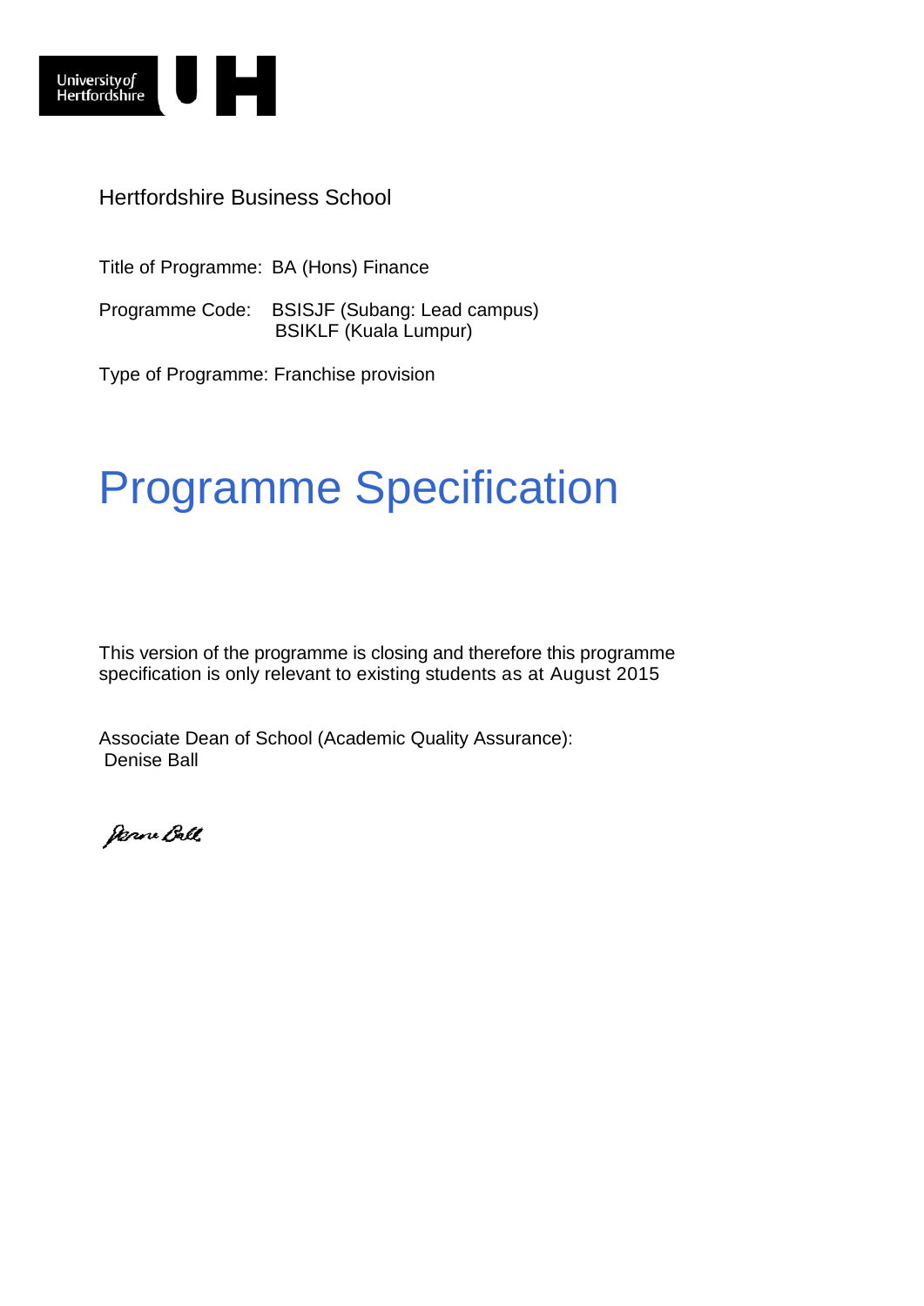University of Hertfordshire

Hertfordshire Business School

Title of Programme: BA (Hons) Finance

Programme Code: BSISJF (Subang: Lead campus)
BSIKLF (Kuala Lumpur)

Type of Programme: Franchise provision

# Programme Specification

This version of the programme is closing and therefore this programme specification is only relevant to existing students as at August 2015

Associate Dean of School (Academic Quality Assurance):
Denise Ball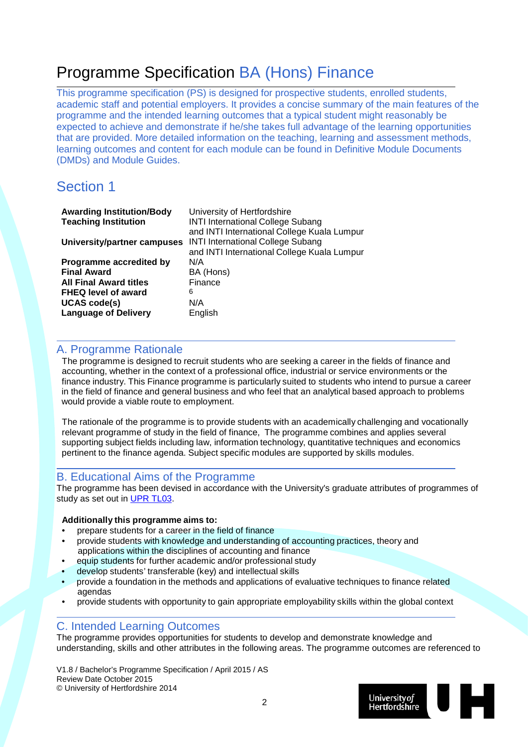# Programme Specification BA (Hons) Finance

This programme specification (PS) is designed for prospective students, enrolled students, academic staff and potential employers. It provides a concise summary of the main features of the programme and the intended learning outcomes that a typical student might reasonably be expected to achieve and demonstrate if he/she takes full advantage of the learning opportunities that are provided. More detailed information on the teaching, learning and assessment methods, learning outcomes and content for each module can be found in Definitive Module Documents (DMDs) and Module Guides.

## Section 1

| | |
|---|---|
| **Awarding Institution/Body** | University of Hertfordshire |
| **Teaching Institution** | INTI International College Subang and INTI International College Kuala Lumpur |
| **University/partner campuses** | INTI International College Subang and INTI International College Kuala Lumpur |
| **Programme accredited by** | N/A |
| **Final Award** | BA (Hons) |
| **All Final Award titles** | Finance |
| **FHEQ level of award** | 6 |
| **UCAS code(s)** | N/A |
| **Language of Delivery** | English |

## A. Programme Rationale

The programme is designed to recruit students who are seeking a career in the fields of finance and accounting, whether in the context of a professional office, industrial or service environments or the finance industry. This Finance programme is particularly suited to students who intend to pursue a career in the field of finance and general business and who feel that an analytical based approach to problems would provide a viable route to employment.

The rationale of the programme is to provide students with an academically challenging and vocationally relevant programme of study in the field of finance, The programme combines and applies several supporting subject fields including law, information technology, quantitative techniques and economics pertinent to the finance agenda. Subject specific modules are supported by skills modules.

## B. Educational Aims of the Programme

The programme has been devised in accordance with the University's graduate attributes of programmes of study as set out in UPR TL03.

**Additionally this programme aims to:**

- prepare students for a career in the field of finance
- provide students with knowledge and understanding of accounting practices, theory and applications within the disciplines of accounting and finance
- equip students for further academic and/or professional study
- develop students' transferable (key) and intellectual skills
- provide a foundation in the methods and applications of evaluative techniques to finance related agendas
- provide students with opportunity to gain appropriate employability skills within the global context

## C. Intended Learning Outcomes

The programme provides opportunities for students to develop and demonstrate knowledge and understanding, skills and other attributes in the following areas. The programme outcomes are referenced to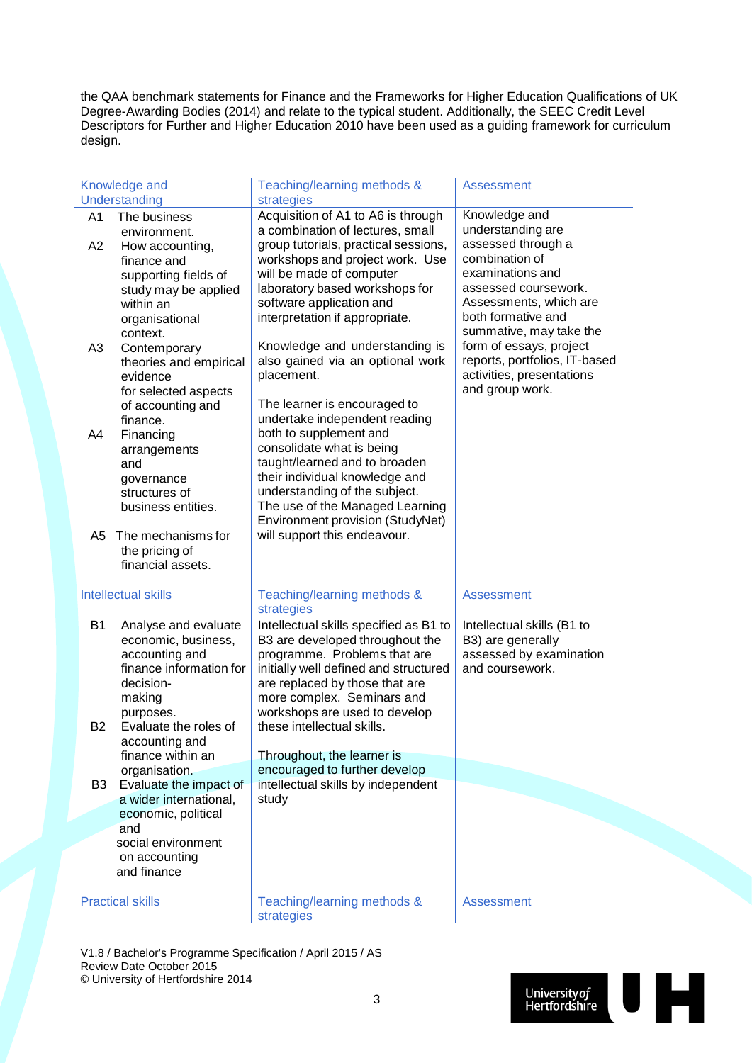the QAA benchmark statements for Finance and the Frameworks for Higher Education Qualifications of UK Degree-Awarding Bodies (2014) and relate to the typical student. Additionally, the SEEC Credit Level Descriptors for Further and Higher Education 2010 have been used as a guiding framework for curriculum design.

| Knowledge and Understanding | Teaching/learning methods & strategies | Assessment |
|---|---|---|
| A1 The business environment.<br>A2 How accounting, finance and supporting fields of study may be applied within an organisational context.<br>A3 Contemporary theories and empirical evidence for selected aspects of accounting and finance.<br>A4 Financing arrangements and governance structures of business entities.<br><br>A5 The mechanisms for the pricing of financial assets. | Acquisition of A1 to A6 is through a combination of lectures, small group tutorials, practical sessions, workshops and project work. Use will be made of computer laboratory based workshops for software application and interpretation if appropriate.<br><br>Knowledge and understanding is also gained via an optional work placement.<br><br>The learner is encouraged to undertake independent reading both to supplement and consolidate what is being taught/learned and to broaden their individual knowledge and understanding of the subject. The use of the Managed Learning Environment provision (StudyNet) will support this endeavour. | Knowledge and understanding are assessed through a combination of examinations and assessed coursework. Assessments, which are both formative and summative, may take the form of essays, project reports, portfolios, IT-based activities, presentations and group work. |
| **Intellectual skills** | **Teaching/learning methods & strategies** | **Assessment** |
| B1 Analyse and evaluate economic, business, accounting and finance information for decision-making purposes.<br>B2 Evaluate the roles of accounting and finance within an organisation.<br>B3 Evaluate the impact of a wider international, economic, political and social environment on accounting and finance | Intellectual skills specified as B1 to B3 are developed throughout the programme. Problems that are initially well defined and structured are replaced by those that are more complex. Seminars and workshops are used to develop these intellectual skills.<br><br>Throughout, the learner is encouraged to further develop intellectual skills by independent study | Intellectual skills (B1 to B3) are generally assessed by examination and coursework. |
| **Practical skills** | **Teaching/learning methods & strategies** | **Assessment** |

V1.8 / Bachelor's Programme Specification / April 2015 / AS
Review Date October 2015
© University of Hertfordshire 2014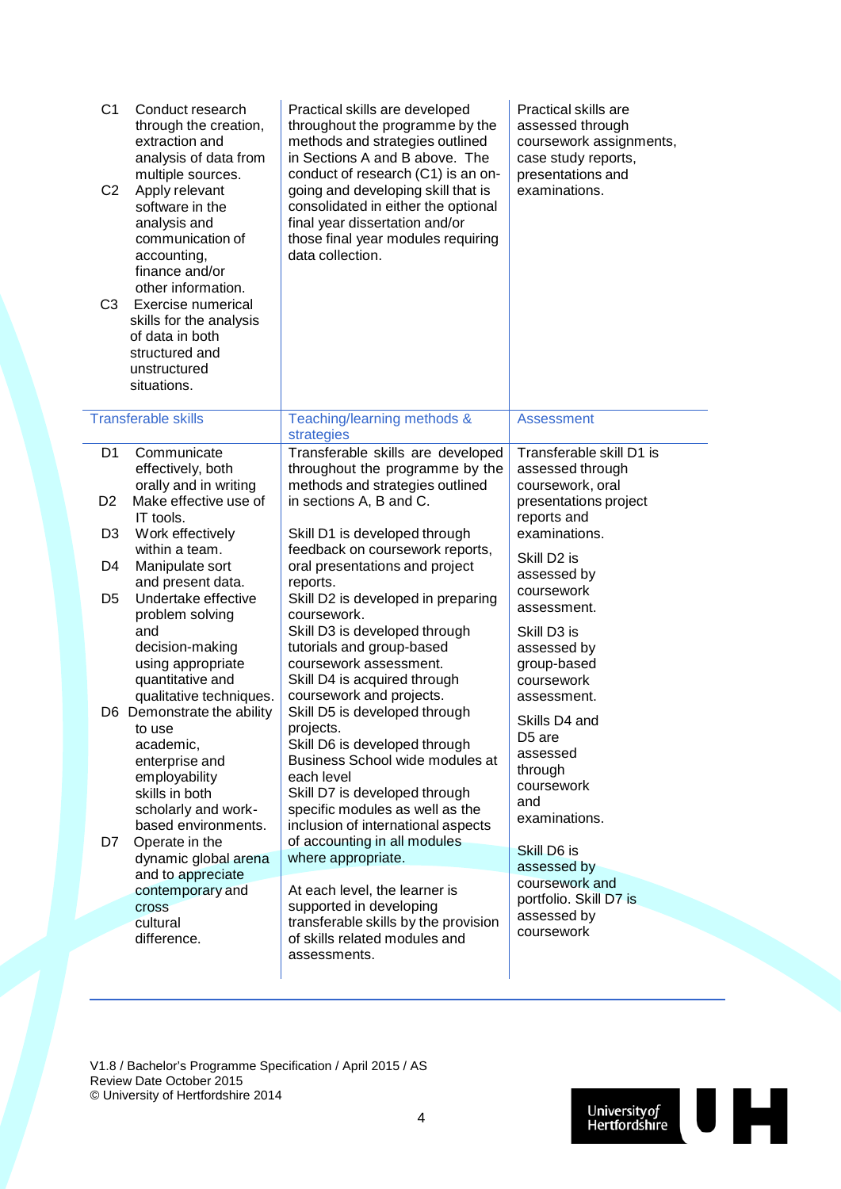| | | |
|---|---|---|
| C1 Conduct research through the creation, extraction and analysis of data from multiple sources.<br>C2 Apply relevant software in the analysis and communication of accounting, finance and/or other information.<br>C3 Exercise numerical skills for the analysis of data in both structured and unstructured situations. | Practical skills are developed throughout the programme by the methods and strategies outlined in Sections A and B above. The conduct of research (C1) is an on-going and developing skill that is consolidated in either the optional final year dissertation and/or those final year modules requiring data collection. | Practical skills are assessed through coursework assignments, case study reports, presentations and examinations. |

| Transferable skills | Teaching/learning methods & strategies | Assessment |
|---|---|---|
| D1 Communicate effectively, both orally and in writing<br>D2 Make effective use of IT tools.<br>D3 Work effectively within a team.<br>D4 Manipulate sort and present data.<br>D5 Undertake effective problem solving and decision-making using appropriate quantitative and qualitative techniques.<br>D6 Demonstrate the ability to use academic, enterprise and employability skills in both scholarly and work-based environments.<br>D7 Operate in the dynamic global arena and to appreciate contemporary and cross cultural difference. | Transferable skills are developed throughout the programme by the methods and strategies outlined in sections A, B and C.<br><br>Skill D1 is developed through feedback on coursework reports, oral presentations and project reports.<br>Skill D2 is developed in preparing coursework.<br>Skill D3 is developed through tutorials and group-based coursework assessment.<br>Skill D4 is acquired through coursework and projects.<br>Skill D5 is developed through projects.<br>Skill D6 is developed through Business School wide modules at each level<br>Skill D7 is developed through specific modules as well as the inclusion of international aspects of accounting in all modules where appropriate.<br><br>At each level, the learner is supported in developing transferable skills by the provision of skills related modules and assessments. | Transferable skill D1 is assessed through coursework, oral presentations project reports and examinations.<br><br>Skill D2 is assessed by coursework assessment.<br><br>Skill D3 is assessed by group-based coursework assessment.<br><br>Skills D4 and D5 are assessed through coursework and examinations.<br><br>Skill D6 is assessed by coursework and portfolio. Skill D7 is assessed by coursework |

V1.8 / Bachelor's Programme Specification / April 2015 / AS
Review Date October 2015
© University of Hertfordshire 2014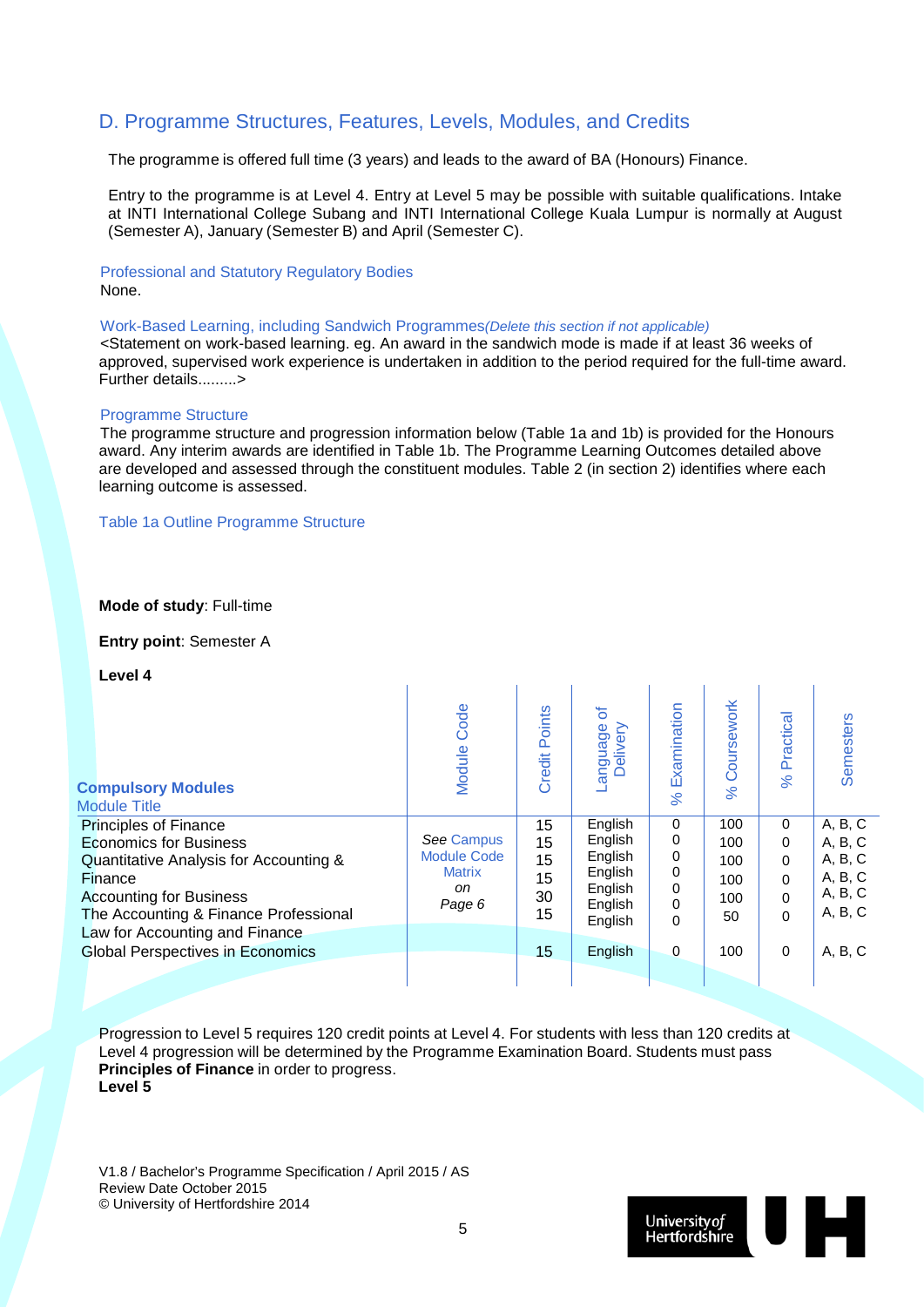## D. Programme Structures, Features, Levels, Modules, and Credits

The programme is offered full time (3 years) and leads to the award of BA (Honours) Finance.

Entry to the programme is at Level 4. Entry at Level 5 may be possible with suitable qualifications. Intake at INTI International College Subang and INTI International College Kuala Lumpur is normally at August (Semester A), January (Semester B) and April (Semester C).

### Professional and Statutory Regulatory Bodies

None.

### Work-Based Learning, including Sandwich Programmes*(Delete this section if not applicable)*

<Statement on work-based learning. eg. An award in the sandwich mode is made if at least 36 weeks of approved, supervised work experience is undertaken in addition to the period required for the full-time award. Further details.........>

### Programme Structure

The programme structure and progression information below (Table 1a and 1b) is provided for the Honours award. Any interim awards are identified in Table 1b. The Programme Learning Outcomes detailed above are developed and assessed through the constituent modules. Table 2 (in section 2) identifies where each learning outcome is assessed.

### Table 1a Outline Programme Structure

**Mode of study**: Full-time

**Entry point**: Semester A

**Level 4**

| **Compulsory Modules** Module Title | Module Code | Credit Points | Language of Delivery | % Examination | % Coursework | % Practical | Semesters |
|---|---|---|---|---|---|---|---|
| Principles of Finance | *See* Campus Module Code Matrix *on Page 6* | 15 | English | 0 | 100 | 0 | A, B, C |
| Economics for Business | | 15 | English | 0 | 100 | 0 | A, B, C |
| Quantitative Analysis for Accounting & Finance | | 15 | English | 0 | 100 | 0 | A, B, C |
| Accounting for Business | | 15 | English | 0 | 100 | 0 | A, B, C |
| The Accounting & Finance Professional | | 30 | English | 0 | 100 | 0 | A, B, C |
| Law for Accounting and Finance | | 15 | English | 0 | 50 | 0 | A, B, C |
| Global Perspectives in Economics | | 15 | English | 0 | 100 | 0 | A, B, C |

Progression to Level 5 requires 120 credit points at Level 4. For students with less than 120 credits at Level 4 progression will be determined by the Programme Examination Board. Students must pass **Principles of Finance** in order to progress.

**Level 5**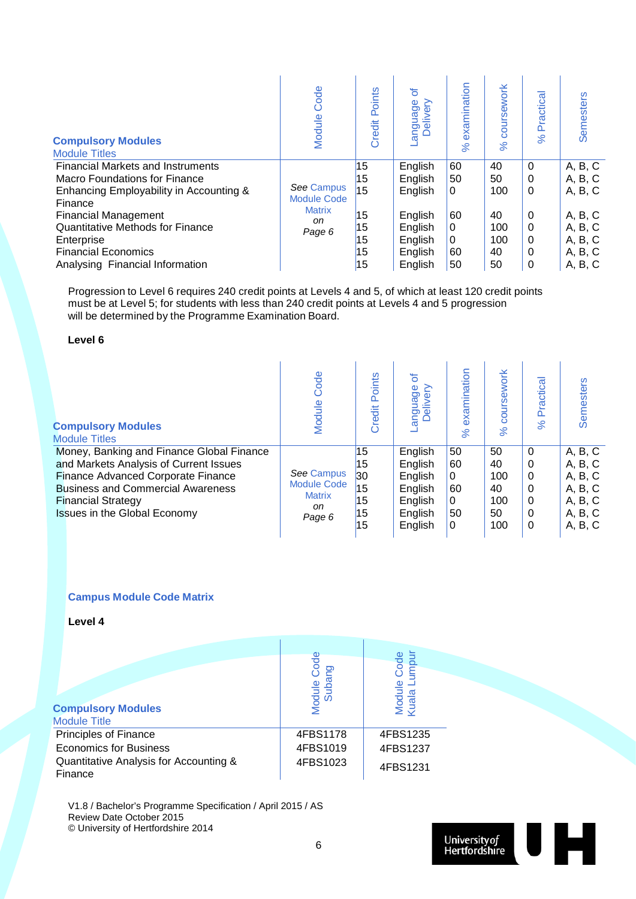| **Compulsory Modules** Module Titles | Module Code | Credit Points | Language of Delivery | % examination | % coursework | % Practical | Semesters |
|---|---|---|---|---|---|---|---|
| Financial Markets and Instruments | *See* Campus Module Code Matrix *on Page 6* | 15 | English | 60 | 40 | 0 | A, B, C |
| Macro Foundations for Finance | | 15 | English | 50 | 50 | 0 | A, B, C |
| Enhancing Employability in Accounting & Finance | | 15 | English | 0 | 100 | 0 | A, B, C |
| Financial Management | | 15 | English | 60 | 40 | 0 | A, B, C |
| Quantitative Methods for Finance | | 15 | English | 0 | 100 | 0 | A, B, C |
| Enterprise | | 15 | English | 0 | 100 | 0 | A, B, C |
| Financial Economics | | 15 | English | 60 | 40 | 0 | A, B, C |
| Analysing Financial Information | | 15 | English | 50 | 50 | 0 | A, B, C |

Progression to Level 6 requires 240 credit points at Levels 4 and 5, of which at least 120 credit points must be at Level 5; for students with less than 240 credit points at Levels 4 and 5 progression will be determined by the Programme Examination Board.

**Level 6**

| **Compulsory Modules** Module Titles | Module Code | Credit Points | Language of Delivery | % examination | % coursework | % Practical | Semesters |
|---|---|---|---|---|---|---|---|
| Money, Banking and Finance Global Finance | *See* Campus Module Code Matrix *on Page 6* | 15 | English | 50 | 50 | 0 | A, B, C |
| and Markets Analysis of Current Issues | | 15 | English | 60 | 40 | 0 | A, B, C |
| Finance Advanced Corporate Finance | | 30 | English | 0 | 100 | 0 | A, B, C |
| Business and Commercial Awareness | | 15 | English | 60 | 40 | 0 | A, B, C |
| Financial Strategy | | 15 | English | 0 | 100 | 0 | A, B, C |
| Issues in the Global Economy | | 15 | English | 50 | 50 | 0 | A, B, C |
| | | 15 | English | 0 | 100 | 0 | A, B, C |

### Campus Module Code Matrix

**Level 4**

| **Compulsory Modules** Module Title | Module Code Subang | Module Code Kuala Lumpur |
|---|---|---|
| Principles of Finance | 4FBS1178 | 4FBS1235 |
| Economics for Business | 4FBS1019 | 4FBS1237 |
| Quantitative Analysis for Accounting & Finance | 4FBS1023 | 4FBS1231 |

V1.8 / Bachelor's Programme Specification / April 2015 / AS
Review Date October 2015
© University of Hertfordshire 2014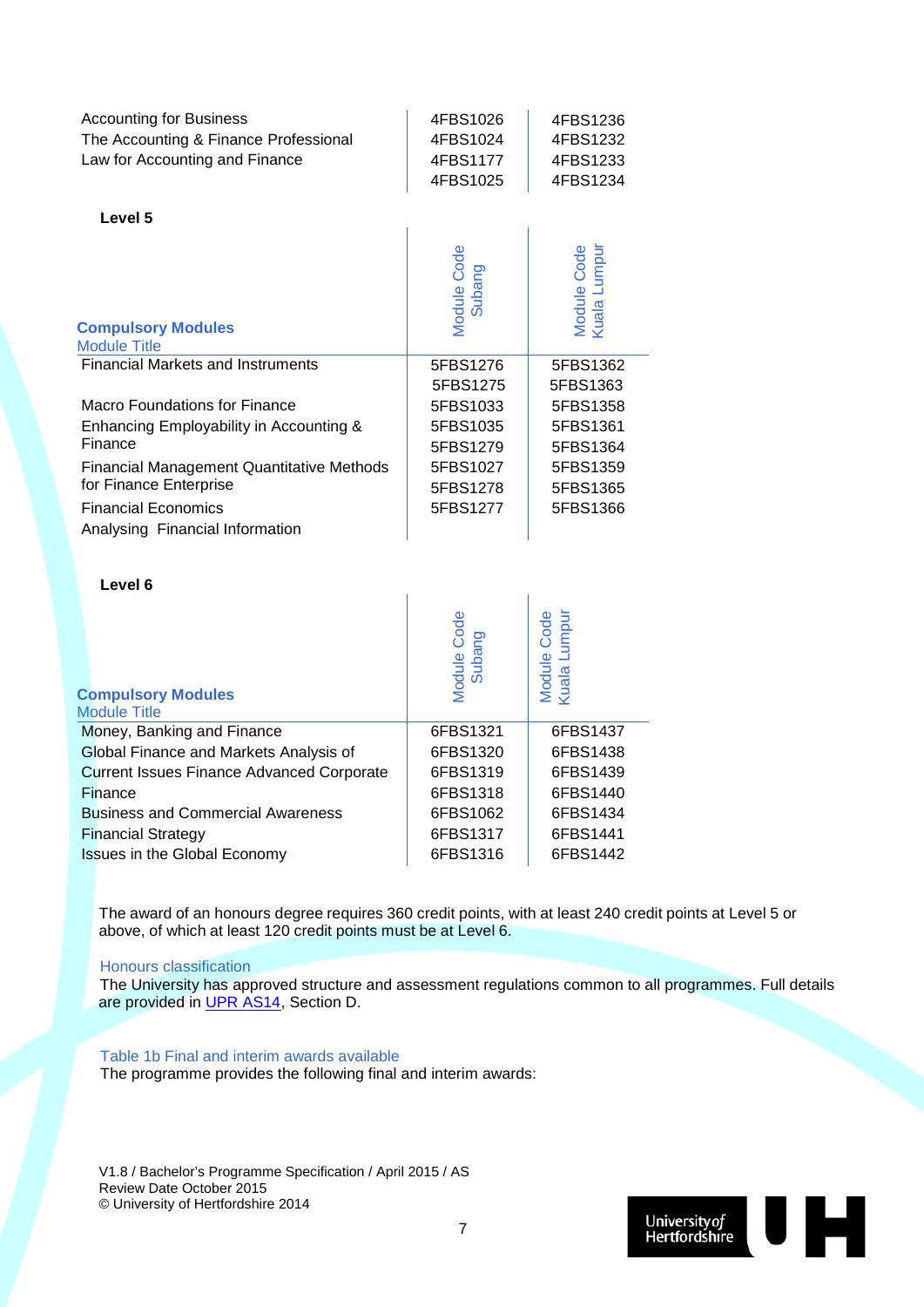| | | |
|---|---|---|
| Accounting for Business | 4FBS1026 | 4FBS1236 |
| The Accounting & Finance Professional | 4FBS1024 | 4FBS1232 |
| Law for Accounting and Finance | 4FBS1177 | 4FBS1233 |
| | 4FBS1025 | 4FBS1234 |

**Level 5**

| **Compulsory Modules** Module Title | Module Code Subang | Module Code Kuala Lumpur |
|---|---|---|
| Financial Markets and Instruments | 5FBS1276 | 5FBS1362 |
| | 5FBS1275 | 5FBS1363 |
| Macro Foundations for Finance | 5FBS1033 | 5FBS1358 |
| Enhancing Employability in Accounting & Finance | 5FBS1035 | 5FBS1361 |
| | 5FBS1279 | 5FBS1364 |
| Financial Management Quantitative Methods for Finance Enterprise | 5FBS1027 | 5FBS1359 |
| | 5FBS1278 | 5FBS1365 |
| Financial Economics | 5FBS1277 | 5FBS1366 |
| Analysing Financial Information | | |

**Level 6**

| **Compulsory Modules** Module Title | Module Code Subang | Module Code Kuala Lumpur |
|---|---|---|
| Money, Banking and Finance | 6FBS1321 | 6FBS1437 |
| Global Finance and Markets Analysis of | 6FBS1320 | 6FBS1438 |
| Current Issues Finance Advanced Corporate | 6FBS1319 | 6FBS1439 |
| Finance | 6FBS1318 | 6FBS1440 |
| Business and Commercial Awareness | 6FBS1062 | 6FBS1434 |
| Financial Strategy | 6FBS1317 | 6FBS1441 |
| Issues in the Global Economy | 6FBS1316 | 6FBS1442 |

The award of an honours degree requires 360 credit points, with at least 240 credit points at Level 5 or above, of which at least 120 credit points must be at Level 6.

### Honours classification

The University has approved structure and assessment regulations common to all programmes. Full details are provided in UPR AS14, Section D.

### Table 1b Final and interim awards available

The programme provides the following final and interim awards: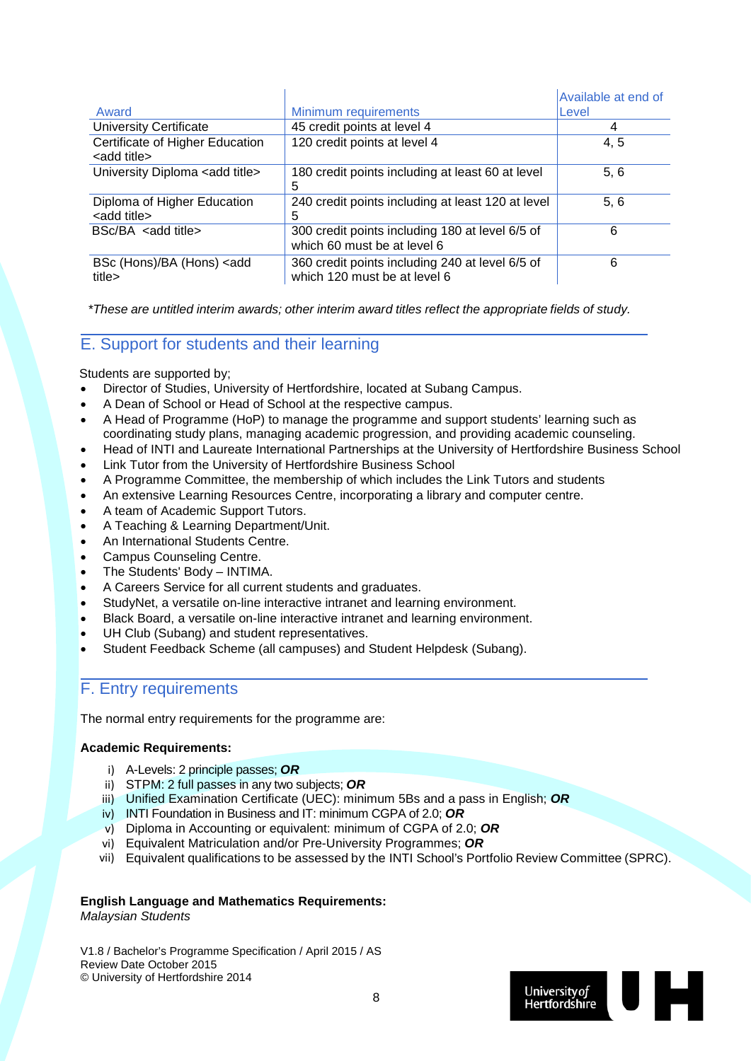| Award | Minimum requirements | Available at end of Level |
|---|---|---|
| University Certificate | 45 credit points at level 4 | 4 |
| Certificate of Higher Education <add title> | 120 credit points at level 4 | 4, 5 |
| University Diploma <add title> | 180 credit points including at least 60 at level 5 | 5, 6 |
| Diploma of Higher Education <add title> | 240 credit points including at least 120 at level 5 | 5, 6 |
| BSc/BA <add title> | 300 credit points including 180 at level 6/5 of which 60 must be at level 6 | 6 |
| BSc (Hons)/BA (Hons) <add title> | 360 credit points including 240 at level 6/5 of which 120 must be at level 6 | 6 |

*\*These are untitled interim awards; other interim award titles reflect the appropriate fields of study.*

## E. Support for students and their learning

Students are supported by;

- Director of Studies, University of Hertfordshire, located at Subang Campus.
- A Dean of School or Head of School at the respective campus.
- A Head of Programme (HoP) to manage the programme and support students' learning such as coordinating study plans, managing academic progression, and providing academic counseling.
- Head of INTI and Laureate International Partnerships at the University of Hertfordshire Business School
- Link Tutor from the University of Hertfordshire Business School
- A Programme Committee, the membership of which includes the Link Tutors and students
- An extensive Learning Resources Centre, incorporating a library and computer centre.
- A team of Academic Support Tutors.
- A Teaching & Learning Department/Unit.
- An International Students Centre.
- Campus Counseling Centre.
- The Students' Body – INTIMA.
- A Careers Service for all current students and graduates.
- StudyNet, a versatile on-line interactive intranet and learning environment.
- Black Board, a versatile on-line interactive intranet and learning environment.
- UH Club (Subang) and student representatives.
- Student Feedback Scheme (all campuses) and Student Helpdesk (Subang).

## F. Entry requirements

The normal entry requirements for the programme are:

**Academic Requirements:**

i) A-Levels: 2 principle passes; ***OR***
ii) STPM: 2 full passes in any two subjects; ***OR***
iii) Unified Examination Certificate (UEC): minimum 5Bs and a pass in English; ***OR***
iv) INTI Foundation in Business and IT: minimum CGPA of 2.0; ***OR***
v) Diploma in Accounting or equivalent: minimum of CGPA of 2.0; ***OR***
vi) Equivalent Matriculation and/or Pre-University Programmes; ***OR***
vii) Equivalent qualifications to be assessed by the INTI School's Portfolio Review Committee (SPRC).

**English Language and Mathematics Requirements:**

*Malaysian Students*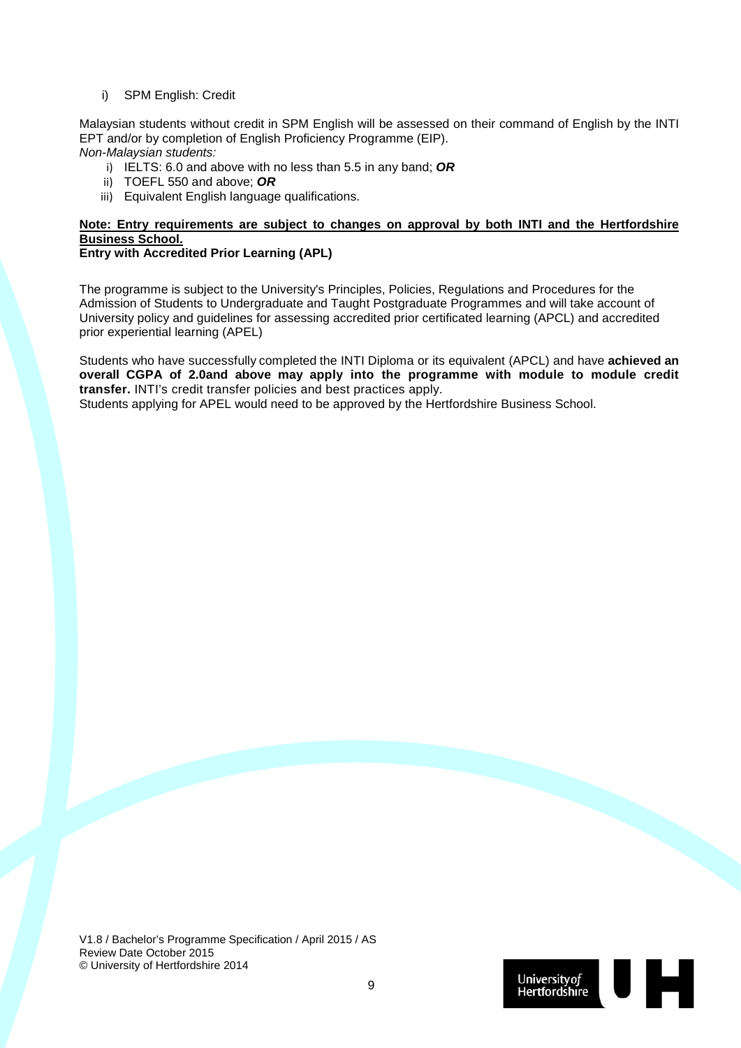i) SPM English: Credit

Malaysian students without credit in SPM English will be assessed on their command of English by the INTI EPT and/or by completion of English Proficiency Programme (EIP).

*Non-Malaysian students:*

i) IELTS: 6.0 and above with no less than 5.5 in any band; ***OR***
ii) TOEFL 550 and above; ***OR***
iii) Equivalent English language qualifications.

**Note: Entry requirements are subject to changes on approval by both INTI and the Hertfordshire Business School.**

**Entry with Accredited Prior Learning (APL)**

The programme is subject to the University's Principles, Policies, Regulations and Procedures for the Admission of Students to Undergraduate and Taught Postgraduate Programmes and will take account of University policy and guidelines for assessing accredited prior certificated learning (APCL) and accredited prior experiential learning (APEL)

Students who have successfully completed the INTI Diploma or its equivalent (APCL) and have **achieved an overall CGPA of 2.0and above may apply into the programme with module to module credit transfer.** INTI's credit transfer policies and best practices apply.

Students applying for APEL would need to be approved by the Hertfordshire Business School.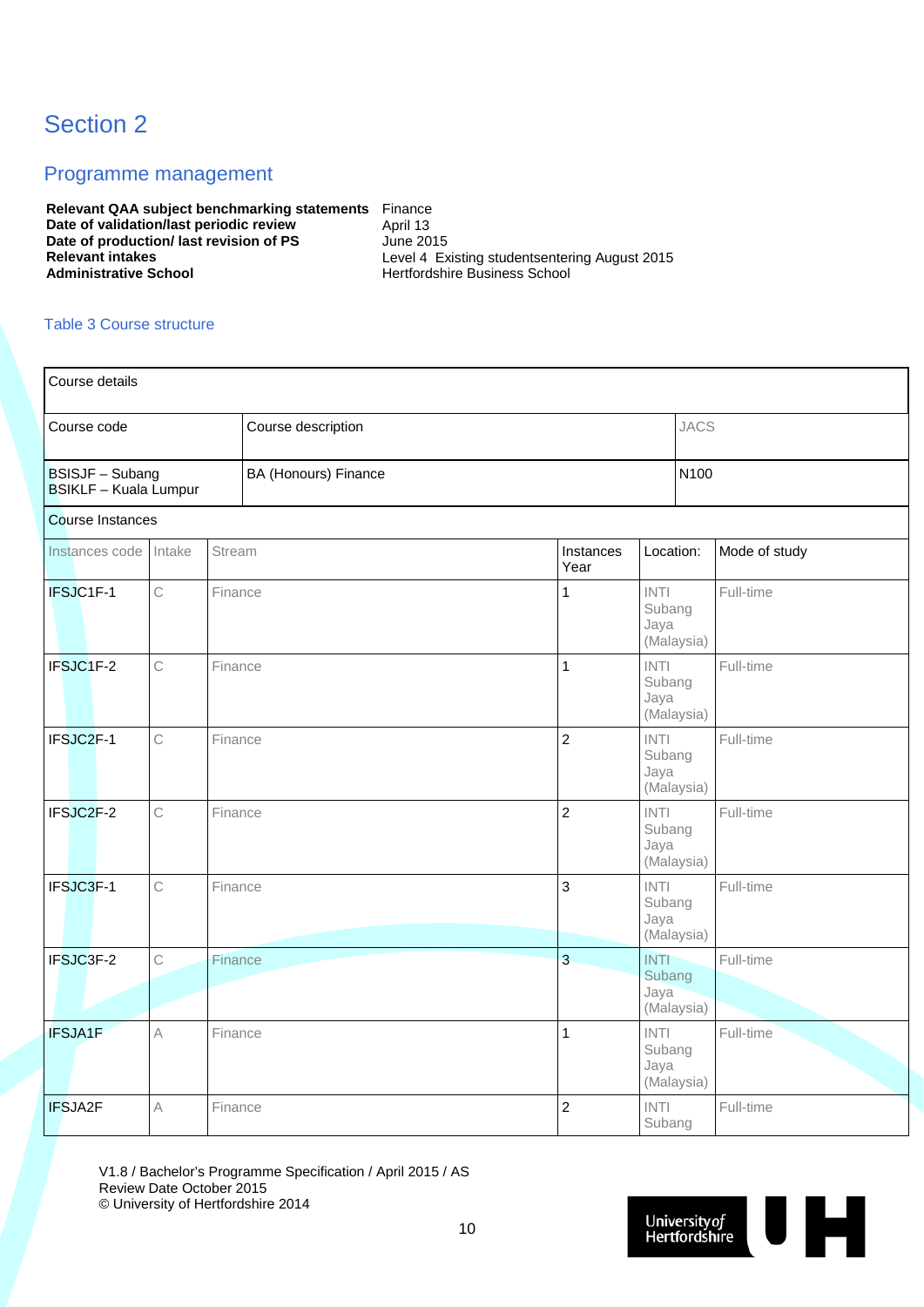# Section 2

## Programme management

| | |
|---|---|
| **Relevant QAA subject benchmarking statements** | Finance |
| **Date of validation/last periodic review** | April 13 |
| **Date of production/ last revision of PS** | June 2015 |
| **Relevant intakes** | Level 4 Existing studentsentering August 2015 |
| **Administrative School** | Hertfordshire Business School |

### Table 3 Course structure

| Course details | | |
|---|---|---|
| Course code | Course description | JACS |
| BSISJF – Subang<br>BSIKLF – Kuala Lumpur | BA (Honours) Finance | N100 |

Course Instances

| Instances code | Intake | Stream | Instances Year | Location: | Mode of study |
|---|---|---|---|---|---|
| IFSJC1F-1 | C | Finance | 1 | INTI Subang Jaya (Malaysia) | Full-time |
| IFSJC1F-2 | C | Finance | 1 | INTI Subang Jaya (Malaysia) | Full-time |
| IFSJC2F-1 | C | Finance | 2 | INTI Subang Jaya (Malaysia) | Full-time |
| IFSJC2F-2 | C | Finance | 2 | INTI Subang Jaya (Malaysia) | Full-time |
| IFSJC3F-1 | C | Finance | 3 | INTI Subang Jaya (Malaysia) | Full-time |
| IFSJC3F-2 | C | Finance | 3 | INTI Subang Jaya (Malaysia) | Full-time |
| IFSJA1F | A | Finance | 1 | INTI Subang Jaya (Malaysia) | Full-time |
| IFSJA2F | A | Finance | 2 | INTI Subang | Full-time |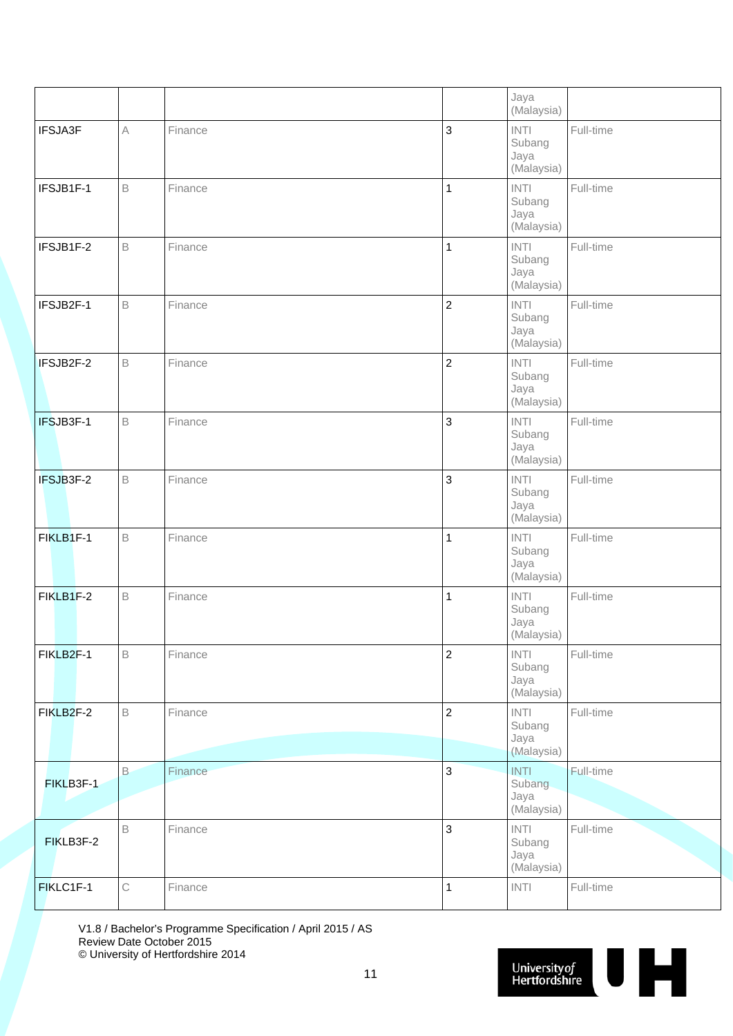| | | | | | |
|---|---|---|---|---|---|
| | | | | Jaya (Malaysia) | |
| IFSJA3F | A | Finance | 3 | INTI Subang Jaya (Malaysia) | Full-time |
| IFSJB1F-1 | B | Finance | 1 | INTI Subang Jaya (Malaysia) | Full-time |
| IFSJB1F-2 | B | Finance | 1 | INTI Subang Jaya (Malaysia) | Full-time |
| IFSJB2F-1 | B | Finance | 2 | INTI Subang Jaya (Malaysia) | Full-time |
| IFSJB2F-2 | B | Finance | 2 | INTI Subang Jaya (Malaysia) | Full-time |
| IFSJB3F-1 | B | Finance | 3 | INTI Subang Jaya (Malaysia) | Full-time |
| IFSJB3F-2 | B | Finance | 3 | INTI Subang Jaya (Malaysia) | Full-time |
| FIKLB1F-1 | B | Finance | 1 | INTI Subang Jaya (Malaysia) | Full-time |
| FIKLB1F-2 | B | Finance | 1 | INTI Subang Jaya (Malaysia) | Full-time |
| FIKLB2F-1 | B | Finance | 2 | INTI Subang Jaya (Malaysia) | Full-time |
| FIKLB2F-2 | B | Finance | 2 | INTI Subang Jaya (Malaysia) | Full-time |
| FIKLB3F-1 | B | Finance | 3 | INTI Subang Jaya (Malaysia) | Full-time |
| FIKLB3F-2 | B | Finance | 3 | INTI Subang Jaya (Malaysia) | Full-time |
| FIKLC1F-1 | C | Finance | 1 | INTI | Full-time |

V1.8 / Bachelor's Programme Specification / April 2015 / AS
Review Date October 2015
© University of Hertfordshire 2014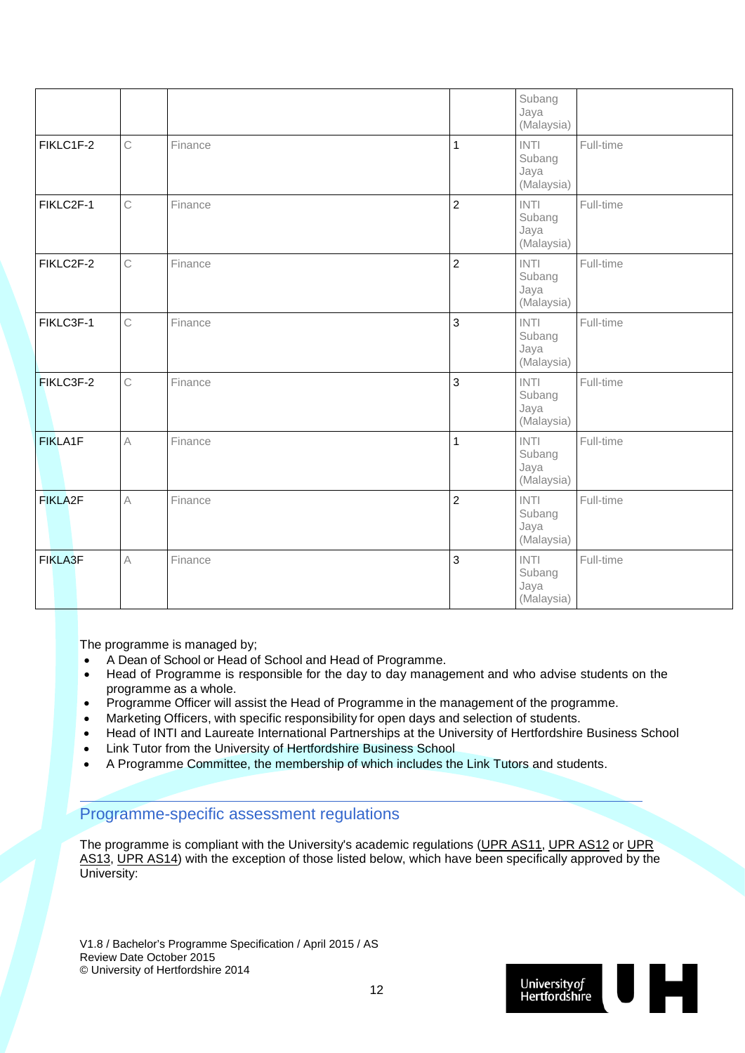| | | | | Subang Jaya (Malaysia) | |
|---|---|---|---|---|---|
| FIKLC1F-2 | C | Finance | 1 | INTI Subang Jaya (Malaysia) | Full-time |
| FIKLC2F-1 | C | Finance | 2 | INTI Subang Jaya (Malaysia) | Full-time |
| FIKLC2F-2 | C | Finance | 2 | INTI Subang Jaya (Malaysia) | Full-time |
| FIKLC3F-1 | C | Finance | 3 | INTI Subang Jaya (Malaysia) | Full-time |
| FIKLC3F-2 | C | Finance | 3 | INTI Subang Jaya (Malaysia) | Full-time |
| FIKLA1F | A | Finance | 1 | INTI Subang Jaya (Malaysia) | Full-time |
| FIKLA2F | A | Finance | 2 | INTI Subang Jaya (Malaysia) | Full-time |
| FIKLA3F | A | Finance | 3 | INTI Subang Jaya (Malaysia) | Full-time |

The programme is managed by;

- A Dean of School or Head of School and Head of Programme.
- Head of Programme is responsible for the day to day management and who advise students on the programme as a whole.
- Programme Officer will assist the Head of Programme in the management of the programme.
- Marketing Officers, with specific responsibility for open days and selection of students.
- Head of INTI and Laureate International Partnerships at the University of Hertfordshire Business School
- Link Tutor from the University of Hertfordshire Business School
- A Programme Committee, the membership of which includes the Link Tutors and students.

## Programme-specific assessment regulations

The programme is compliant with the University's academic regulations (UPR AS11, UPR AS12 or UPR AS13, UPR AS14) with the exception of those listed below, which have been specifically approved by the University:

V1.8 / Bachelor's Programme Specification / April 2015 / AS
Review Date October 2015
© University of Hertfordshire 2014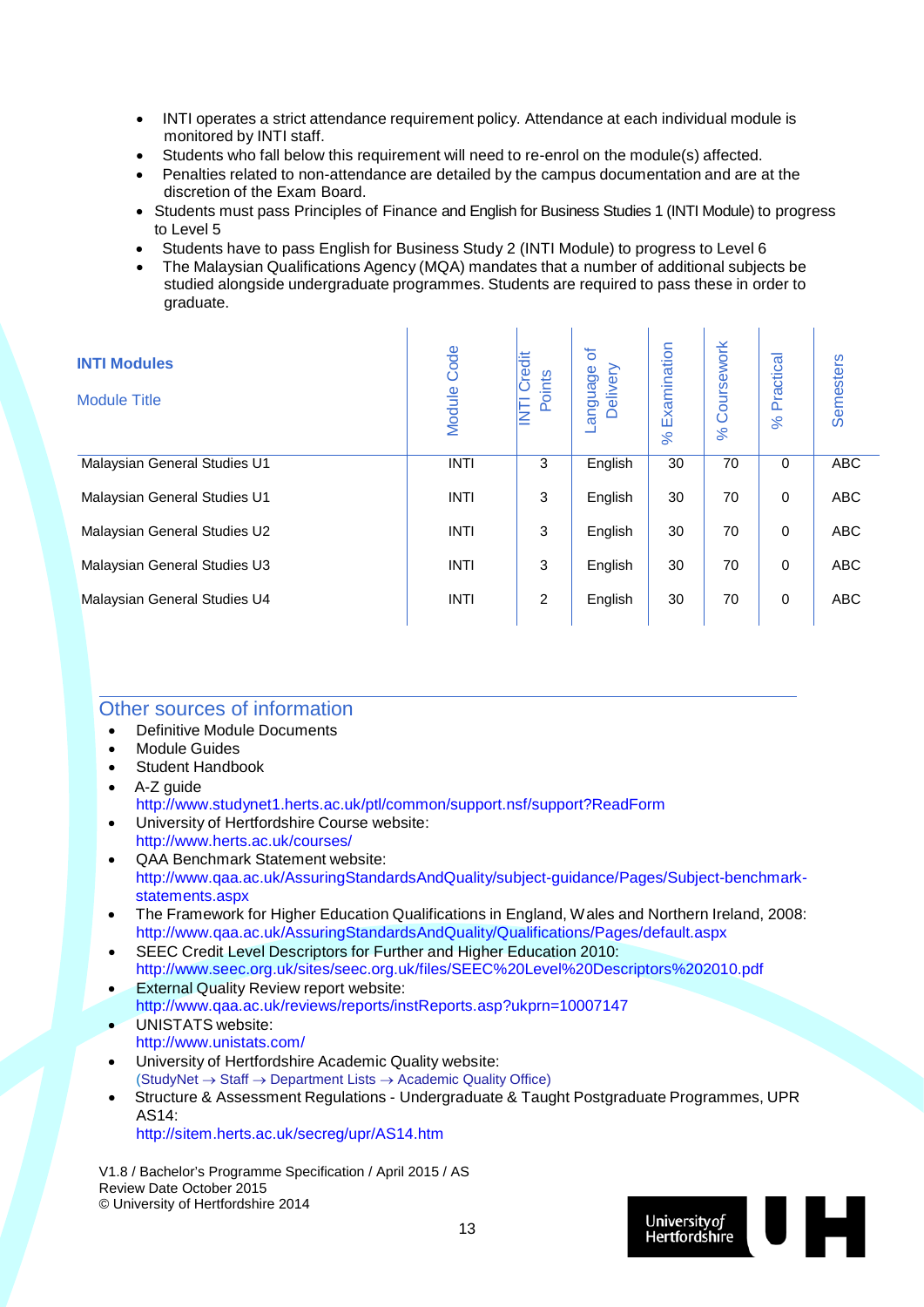- INTI operates a strict attendance requirement policy. Attendance at each individual module is monitored by INTI staff.
- Students who fall below this requirement will need to re-enrol on the module(s) affected.
- Penalties related to non-attendance are detailed by the campus documentation and are at the discretion of the Exam Board.
- Students must pass Principles of Finance and English for Business Studies 1 (INTI Module) to progress to Level 5
- Students have to pass English for Business Study 2 (INTI Module) to progress to Level 6
- The Malaysian Qualifications Agency (MQA) mandates that a number of additional subjects be studied alongside undergraduate programmes. Students are required to pass these in order to graduate.

| **INTI Modules**<br>Module Title | Module Code | INTI Credit Points | Language of Delivery | % Examination | % Coursework | % Practical | Semesters |
|---|---|---|---|---|---|---|---|
| Malaysian General Studies U1 | INTI | 3 | English | 30 | 70 | 0 | ABC |
| Malaysian General Studies U1 | INTI | 3 | English | 30 | 70 | 0 | ABC |
| Malaysian General Studies U2 | INTI | 3 | English | 30 | 70 | 0 | ABC |
| Malaysian General Studies U3 | INTI | 3 | English | 30 | 70 | 0 | ABC |
| Malaysian General Studies U4 | INTI | 2 | English | 30 | 70 | 0 | ABC |

## Other sources of information

- Definitive Module Documents
- Module Guides
- Student Handbook
- A-Z guide
  http://www.studynet1.herts.ac.uk/ptl/common/support.nsf/support?ReadForm
- University of Hertfordshire Course website:
  http://www.herts.ac.uk/courses/
- QAA Benchmark Statement website:
  http://www.qaa.ac.uk/AssuringStandardsAndQuality/subject-guidance/Pages/Subject-benchmark-statements.aspx
- The Framework for Higher Education Qualifications in England, Wales and Northern Ireland, 2008:
  http://www.qaa.ac.uk/AssuringStandardsAndQuality/Qualifications/Pages/default.aspx
- SEEC Credit Level Descriptors for Further and Higher Education 2010:
  http://www.seec.org.uk/sites/seec.org.uk/files/SEEC%20Level%20Descriptors%202010.pdf
- External Quality Review report website:
  http://www.qaa.ac.uk/reviews/reports/instReports.asp?ukprn=10007147
- UNISTATS website:
  http://www.unistats.com/
- University of Hertfordshire Academic Quality website:
  (StudyNet → Staff → Department Lists → Academic Quality Office)
- Structure & Assessment Regulations - Undergraduate & Taught Postgraduate Programmes, UPR AS14:
  http://sitem.herts.ac.uk/secreg/upr/AS14.htm

V1.8 / Bachelor's Programme Specification / April 2015 / AS
Review Date October 2015
© University of Hertfordshire 2014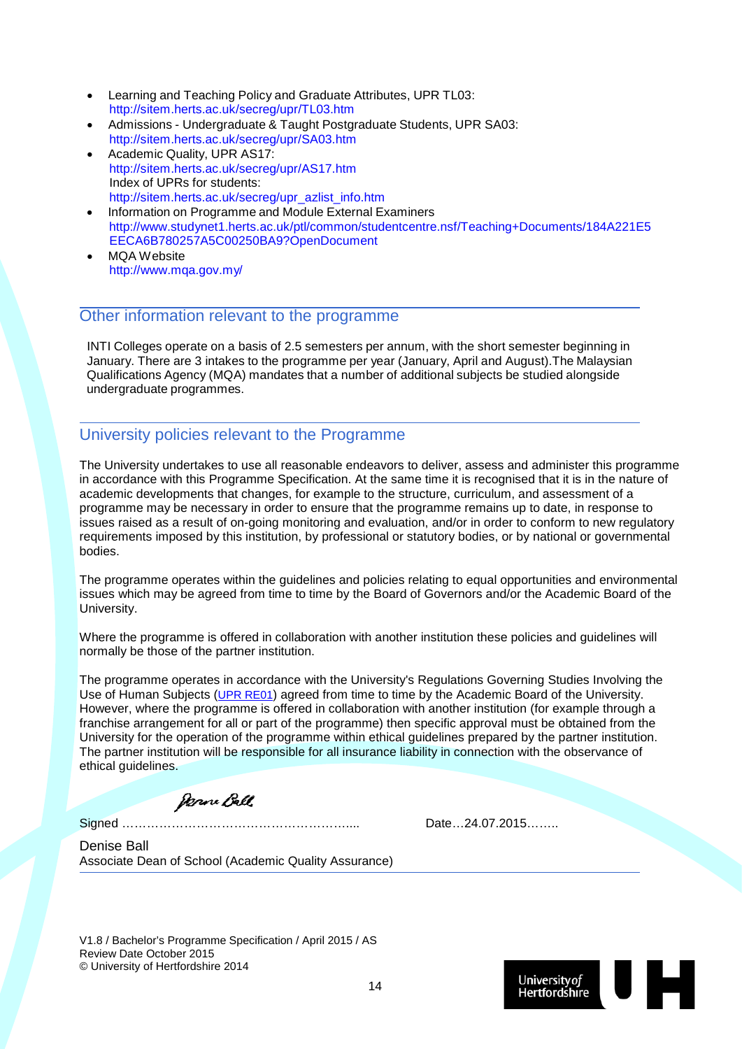- Learning and Teaching Policy and Graduate Attributes, UPR TL03: http://sitem.herts.ac.uk/secreg/upr/TL03.htm
- Admissions - Undergraduate & Taught Postgraduate Students, UPR SA03: http://sitem.herts.ac.uk/secreg/upr/SA03.htm
- Academic Quality, UPR AS17: http://sitem.herts.ac.uk/secreg/upr/AS17.htm
  Index of UPRs for students: http://sitem.herts.ac.uk/secreg/upr_azlist_info.htm
- Information on Programme and Module External Examiners http://www.studynet1.herts.ac.uk/ptl/common/studentcentre.nsf/Teaching+Documents/184A221E5EECA6B780257A5C00250BA9?OpenDocument
- MQA Website http://www.mqa.gov.my/

## Other information relevant to the programme

INTI Colleges operate on a basis of 2.5 semesters per annum, with the short semester beginning in January. There are 3 intakes to the programme per year (January, April and August).The Malaysian Qualifications Agency (MQA) mandates that a number of additional subjects be studied alongside undergraduate programmes.

## University policies relevant to the Programme

The University undertakes to use all reasonable endeavors to deliver, assess and administer this programme in accordance with this Programme Specification. At the same time it is recognised that it is in the nature of academic developments that changes, for example to the structure, curriculum, and assessment of a programme may be necessary in order to ensure that the programme remains up to date, in response to issues raised as a result of on-going monitoring and evaluation, and/or in order to conform to new regulatory requirements imposed by this institution, by professional or statutory bodies, or by national or governmental bodies.

The programme operates within the guidelines and policies relating to equal opportunities and environmental issues which may be agreed from time to time by the Board of Governors and/or the Academic Board of the University.

Where the programme is offered in collaboration with another institution these policies and guidelines will normally be those of the partner institution.

The programme operates in accordance with the University's Regulations Governing Studies Involving the Use of Human Subjects (UPR RE01) agreed from time to time by the Academic Board of the University. However, where the programme is offered in collaboration with another institution (for example through a franchise arrangement for all or part of the programme) then specific approval must be obtained from the University for the operation of the programme within ethical guidelines prepared by the partner institution. The partner institution will be responsible for all insurance liability in connection with the observance of ethical guidelines.

Signed ………………………………………………....  Date…24.07.2015……..

Denise Ball
Associate Dean of School (Academic Quality Assurance)

V1.8 / Bachelor's Programme Specification / April 2015 / AS
Review Date October 2015
© University of Hertfordshire 2014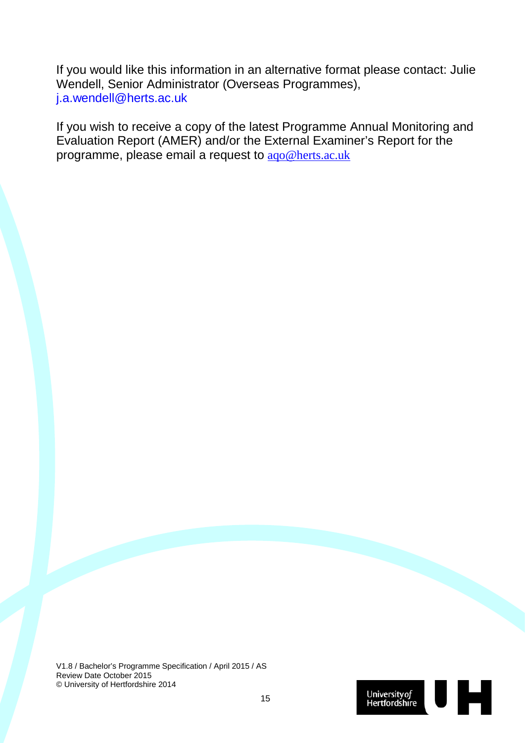If you would like this information in an alternative format please contact: Julie Wendell, Senior Administrator (Overseas Programmes), j.a.wendell@herts.ac.uk

If you wish to receive a copy of the latest Programme Annual Monitoring and Evaluation Report (AMER) and/or the External Examiner's Report for the programme, please email a request to aqo@herts.ac.uk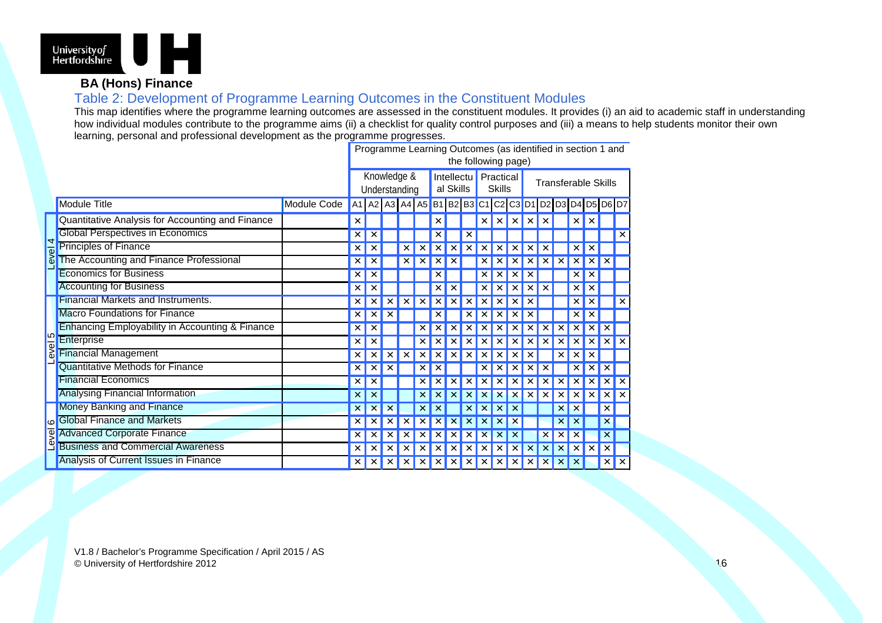**BA (Hons) Finance**

## Table 2: Development of Programme Learning Outcomes in the Constituent Modules

This map identifies where the programme learning outcomes are assessed in the constituent modules. It provides (i) an aid to academic staff in understanding how individual modules contribute to the programme aims (ii) a checklist for quality control purposes and (iii) a means to help students monitor their own learning, personal and professional development as the programme progresses.

| | | | Programme Learning Outcomes (as identified in section 1 and the following page) | | | | | | | | | | | | | | | | | |
|---|---|---|---|---|---|---|---|---|---|---|---|---|---|---|---|---|---|---|---|---|
| | | | Knowledge & Understanding | | | | | Intellectual Skills | | | Practical Skills | | | Transferable Skills | | | | | | |
| | Module Title | Module Code | A1 | A2 | A3 | A4 | A5 | B1 | B2 | B3 | C1 | C2 | C3 | D1 | D2 | D3 | D4 | D5 | D6 | D7 |
| Level 4 | Quantitative Analysis for Accounting and Finance | | × | | | | | × | | | × | × | × | × | × | | × | × | | |
| | Global Perspectives in Economics | | × | × | | | | × | | × | | | | | | | | | | × |
| | Principles of Finance | | × | × | | × | × | × | × | × | × | × | × | × | × | | × | × | | |
| | The Accounting and Finance Professional | | × | × | | × | × | × | × | | × | × | × | × | × | × | × | × | × | |
| | Economics for Business | | × | × | | | | × | | | × | × | × | × | | | × | × | | |
| | Accounting for Business | | × | × | | | | × | × | | × | × | × | × | × | | × | × | | |
| Level 5 | Financial Markets and Instruments. | | × | × | × | × | × | × | × | × | × | × | × | × | | | × | × | | × |
| | Macro Foundations for Finance | | × | × | × | | | × | | × | × | × | × | × | | | × | × | | |
| | Enhancing Employability in Accounting & Finance | | × | × | | | × | × | × | × | × | × | × | × | × | × | × | × | × | |
| | Enterprise | | × | × | | | × | × | × | × | × | × | × | × | × | × | × | × | × | × |
| | Financial Management | | × | × | × | × | × | × | × | × | × | × | × | × | | × | × | × | | |
| | Quantitative Methods for Finance | | × | × | × | | × | × | | | × | × | × | × | × | | × | × | × | |
| | Financial Economics | | × | × | | | × | × | × | × | × | × | × | × | × | × | × | × | × | × |
| | Analysing Financial Information | | × | × | | | × | × | × | × | × | × | × | × | × | × | × | × | × | × |
| Level 6 | Money Banking and Finance | | × | × | × | | × | × | | × | × | × | × | | | × | × | | × | |
| | Global Finance and Markets | | × | × | × | × | × | × | × | × | × | × | × | | | × | × | | × | |
| | Advanced Corporate Finance | | × | × | × | × | × | × | × | × | × | × | × | | × | × | × | | × | |
| | Business and Commercial Awareness | | × | × | × | × | × | × | × | × | × | × | × | × | × | × | × | × | × | |
| | Analysis of Current Issues in Finance | | × | × | × | × | × | × | × | × | × | × | × | × | × | × | × | | × | × |

V1.8 / Bachelor's Programme Specification / April 2015 / AS
© University of Hertfordshire 2012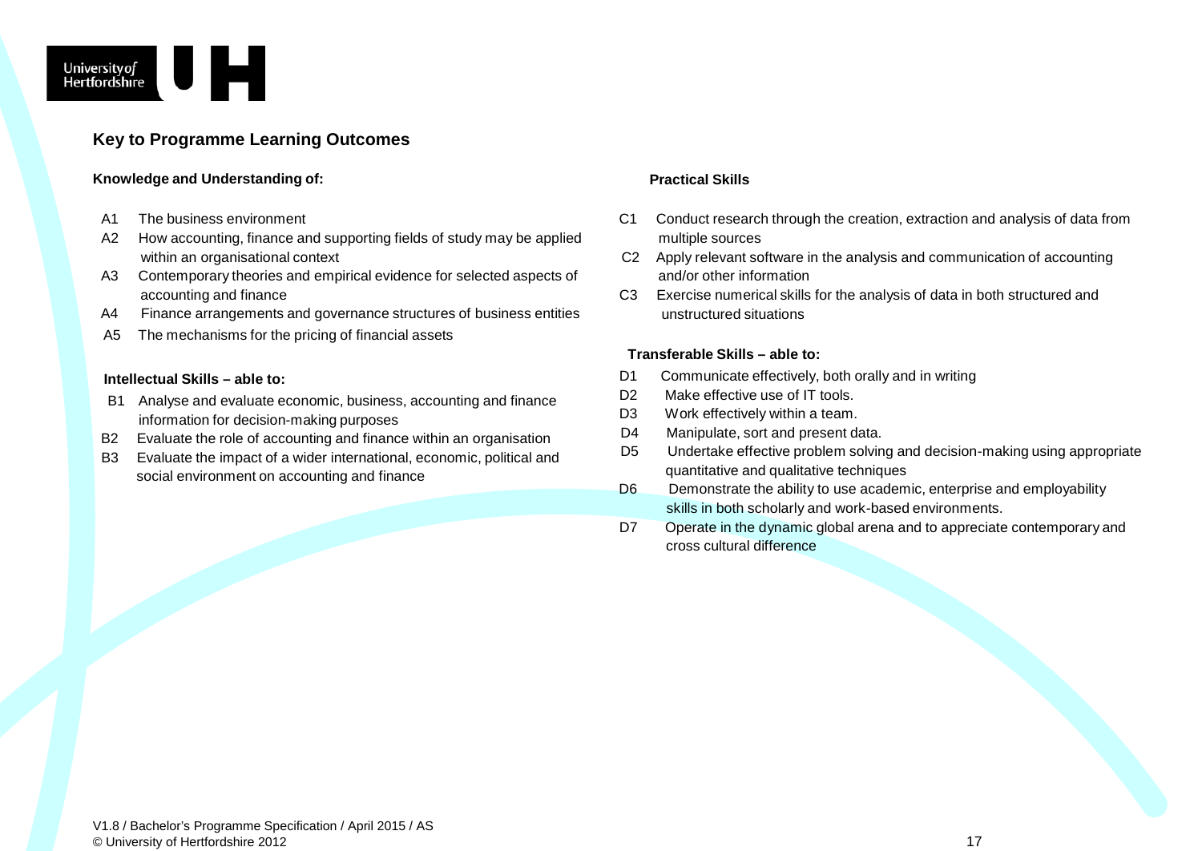## Key to Programme Learning Outcomes

**Knowledge and Understanding of:**

- A1 The business environment
- A2 How accounting, finance and supporting fields of study may be applied within an organisational context
- A3 Contemporary theories and empirical evidence for selected aspects of accounting and finance
- A4 Finance arrangements and governance structures of business entities
- A5 The mechanisms for the pricing of financial assets

**Intellectual Skills – able to:**

- B1 Analyse and evaluate economic, business, accounting and finance information for decision-making purposes
- B2 Evaluate the role of accounting and finance within an organisation
- B3 Evaluate the impact of a wider international, economic, political and social environment on accounting and finance

**Practical Skills**

- C1 Conduct research through the creation, extraction and analysis of data from multiple sources
- C2 Apply relevant software in the analysis and communication of accounting and/or other information
- C3 Exercise numerical skills for the analysis of data in both structured and unstructured situations

**Transferable Skills – able to:**

- D1 Communicate effectively, both orally and in writing
- D2 Make effective use of IT tools.
- D3 Work effectively within a team.
- D4 Manipulate, sort and present data.
- D5 Undertake effective problem solving and decision-making using appropriate quantitative and qualitative techniques
- D6 Demonstrate the ability to use academic, enterprise and employability skills in both scholarly and work-based environments.
- D7 Operate in the dynamic global arena and to appreciate contemporary and cross cultural difference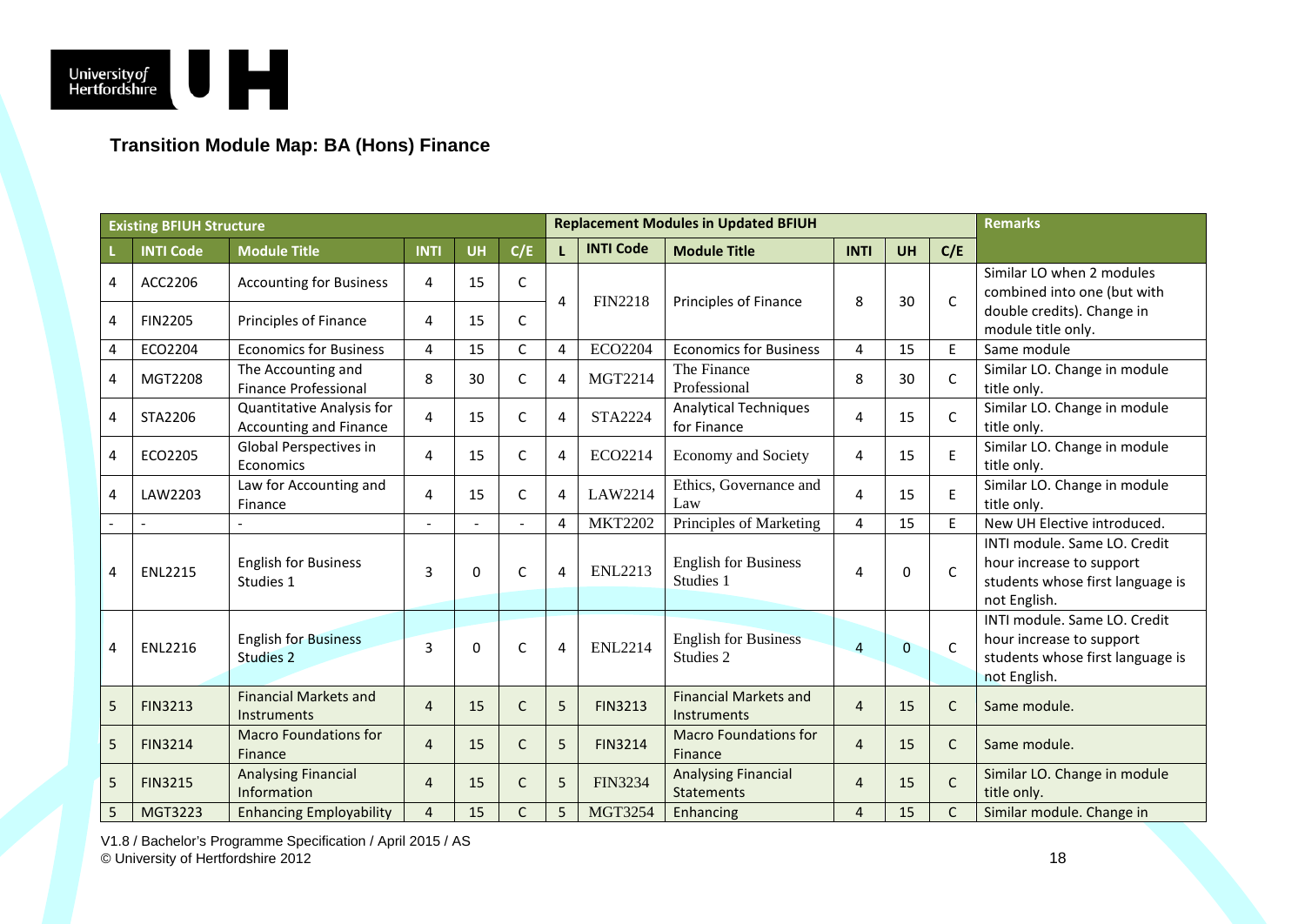## Transition Module Map: BA (Hons) Finance

| Existing BFIUH Structure | | | | | | Replacement Modules in Updated BFIUH | | | | | | Remarks |
|---|---|---|---|---|---|---|---|---|---|---|---|---|
| L | INTI Code | Module Title | INTI | UH | C/E | L | INTI Code | Module Title | INTI | UH | C/E | |
| 4 | ACC2206 | Accounting for Business | 4 | 15 | C | 4 | FIN2218 | Principles of Finance | 8 | 30 | C | Similar LO when 2 modules combined into one (but with double credits). Change in module title only. |
| 4 | FIN2205 | Principles of Finance | 4 | 15 | C | | | | | | | |
| 4 | ECO2204 | Economics for Business | 4 | 15 | C | 4 | ECO2204 | Economics for Business | 4 | 15 | E | Same module |
| 4 | MGT2208 | The Accounting and Finance Professional | 8 | 30 | C | 4 | MGT2214 | The Finance Professional | 8 | 30 | C | Similar LO. Change in module title only. |
| 4 | STA2206 | Quantitative Analysis for Accounting and Finance | 4 | 15 | C | 4 | STA2224 | Analytical Techniques for Finance | 4 | 15 | C | Similar LO. Change in module title only. |
| 4 | ECO2205 | Global Perspectives in Economics | 4 | 15 | C | 4 | ECO2214 | Economy and Society | 4 | 15 | E | Similar LO. Change in module title only. |
| 4 | LAW2203 | Law for Accounting and Finance | 4 | 15 | C | 4 | LAW2214 | Ethics, Governance and Law | 4 | 15 | E | Similar LO. Change in module title only. |
| - | - | - | - | - | - | 4 | MKT2202 | Principles of Marketing | 4 | 15 | E | New UH Elective introduced. |
| 4 | ENL2215 | English for Business Studies 1 | 3 | 0 | C | 4 | ENL2213 | English for Business Studies 1 | 4 | 0 | C | INTI module. Same LO. Credit hour increase to support students whose first language is not English. |
| 4 | ENL2216 | English for Business Studies 2 | 3 | 0 | C | 4 | ENL2214 | English for Business Studies 2 | 4 | 0 | C | INTI module. Same LO. Credit hour increase to support students whose first language is not English. |
| 5 | FIN3213 | Financial Markets and Instruments | 4 | 15 | C | 5 | FIN3213 | Financial Markets and Instruments | 4 | 15 | C | Same module. |
| 5 | FIN3214 | Macro Foundations for Finance | 4 | 15 | C | 5 | FIN3214 | Macro Foundations for Finance | 4 | 15 | C | Same module. |
| 5 | FIN3215 | Analysing Financial Information | 4 | 15 | C | 5 | FIN3234 | Analysing Financial Statements | 4 | 15 | C | Similar LO. Change in module title only. |
| 5 | MGT3223 | Enhancing Employability | 4 | 15 | C | 5 | MGT3254 | Enhancing | 4 | 15 | C | Similar module. Change in |

V1.8 / Bachelor's Programme Specification / April 2015 / AS
© University of Hertfordshire 2012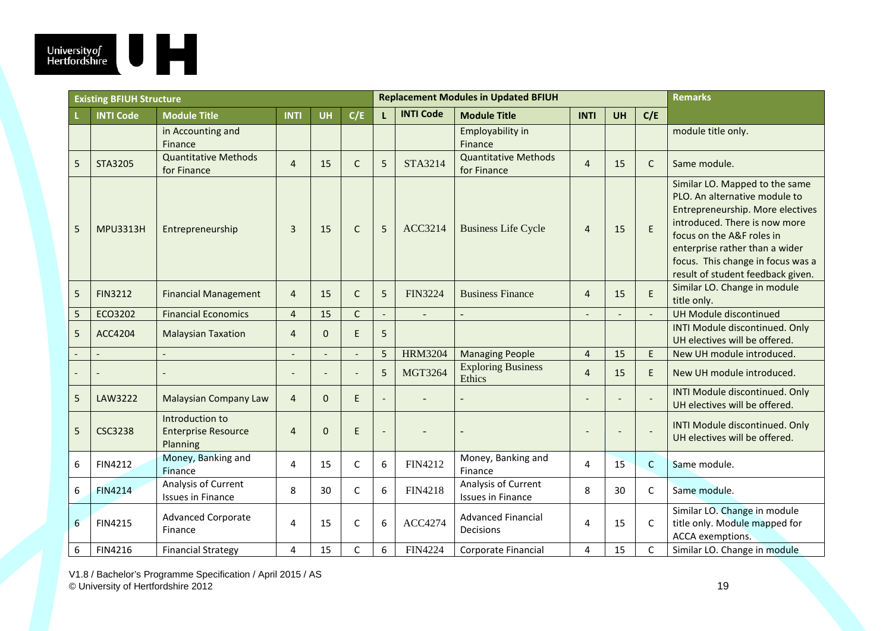| Existing BFIUH Structure | | | | | | Replacement Modules in Updated BFIUH | | | | | | Remarks |
|---|---|---|---|---|---|---|---|---|---|---|---|---|
| L | INTI Code | Module Title | INTI | UH | C/E | L | INTI Code | Module Title | INTI | UH | C/E | |
| | | in Accounting and Finance | | | | | | Employability in Finance | | | | module title only. |
| 5 | STA3205 | Quantitative Methods for Finance | 4 | 15 | C | 5 | STA3214 | Quantitative Methods for Finance | 4 | 15 | C | Same module. |
| 5 | MPU3313H | Entrepreneurship | 3 | 15 | C | 5 | ACC3214 | Business Life Cycle | 4 | 15 | E | Similar LO. Mapped to the same PLO. An alternative module to Entrepreneurship. More electives introduced. There is now more focus on the A&F roles in enterprise rather than a wider focus. This change in focus was a result of student feedback given. |
| 5 | FIN3212 | Financial Management | 4 | 15 | C | 5 | FIN3224 | Business Finance | 4 | 15 | E | Similar LO. Change in module title only. |
| 5 | ECO3202 | Financial Economics | 4 | 15 | C | - | - | - | - | - | - | UH Module discontinued |
| 5 | ACC4204 | Malaysian Taxation | 4 | 0 | E | 5 | | | | | | INTI Module discontinued. Only UH electives will be offered. |
| - | - | - | - | - | - | 5 | HRM3204 | Managing People | 4 | 15 | E | New UH module introduced. |
| - | - | - | - | - | - | 5 | MGT3264 | Exploring Business Ethics | 4 | 15 | E | New UH module introduced. |
| 5 | LAW3222 | Malaysian Company Law | 4 | 0 | E | - | - | - | - | - | - | INTI Module discontinued. Only UH electives will be offered. |
| 5 | CSC3238 | Introduction to Enterprise Resource Planning | 4 | 0 | E | - | - | - | - | - | - | INTI Module discontinued. Only UH electives will be offered. |
| 6 | FIN4212 | Money, Banking and Finance | 4 | 15 | C | 6 | FIN4212 | Money, Banking and Finance | 4 | 15 | C | Same module. |
| 6 | FIN4214 | Analysis of Current Issues in Finance | 8 | 30 | C | 6 | FIN4218 | Analysis of Current Issues in Finance | 8 | 30 | C | Same module. |
| 6 | FIN4215 | Advanced Corporate Finance | 4 | 15 | C | 6 | ACC4274 | Advanced Financial Decisions | 4 | 15 | C | Similar LO. Change in module title only. Module mapped for ACCA exemptions. |
| 6 | FIN4216 | Financial Strategy | 4 | 15 | C | 6 | FIN4224 | Corporate Financial | 4 | 15 | C | Similar LO. Change in module |

V1.8 / Bachelor's Programme Specification / April 2015 / AS
© University of Hertfordshire 2012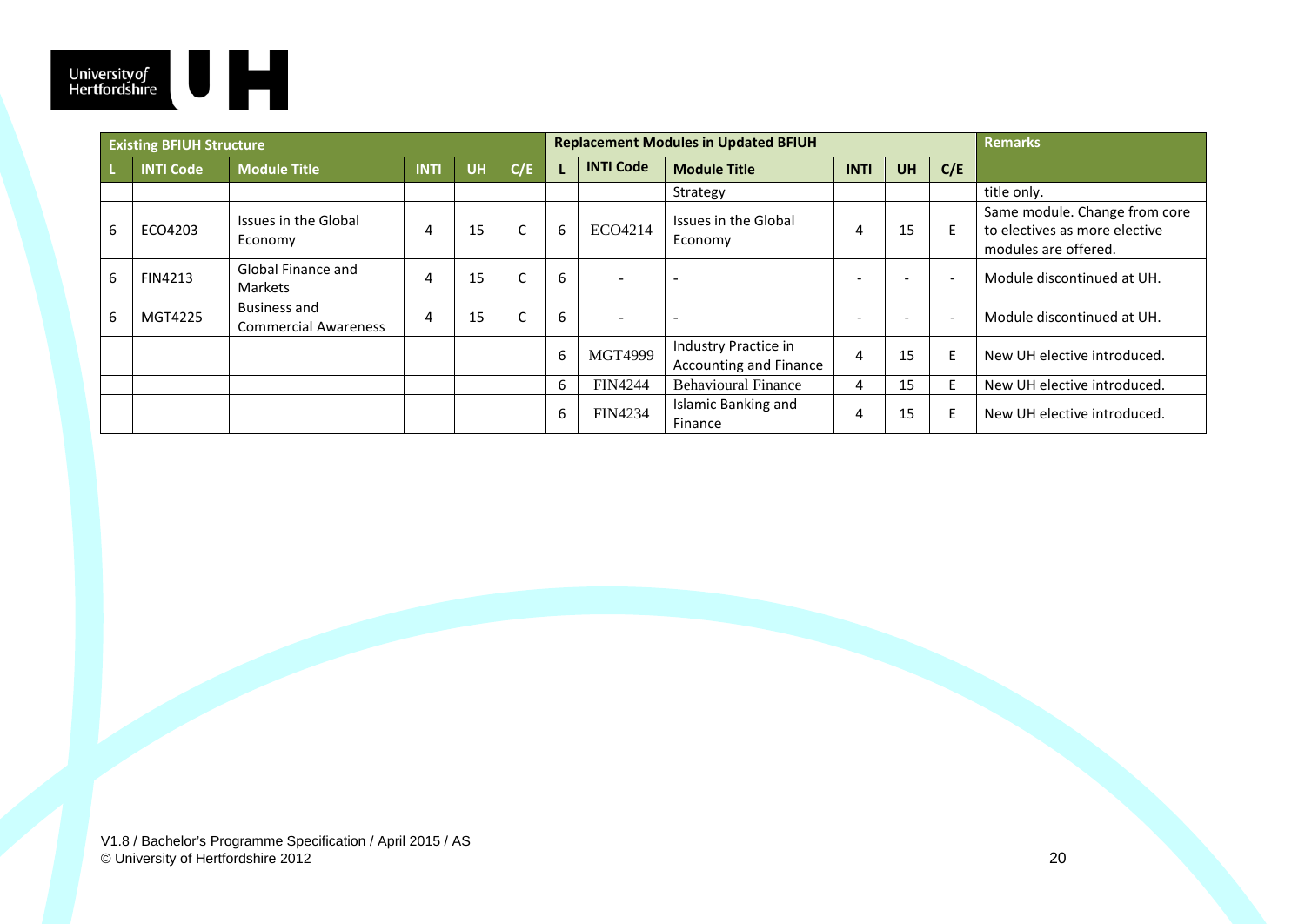| Existing BFIUH Structure | | | | | | Replacement Modules in Updated BFIUH | | | | | | Remarks |
|---|---|---|---|---|---|---|---|---|---|---|---|---|
| L | INTI Code | Module Title | INTI | UH | C/E | L | INTI Code | Module Title | INTI | UH | C/E | |
| | | | | | | | | Strategy | | | | title only. |
| 6 | ECO4203 | Issues in the Global Economy | 4 | 15 | C | 6 | ECO4214 | Issues in the Global Economy | 4 | 15 | E | Same module. Change from core to electives as more elective modules are offered. |
| 6 | FIN4213 | Global Finance and Markets | 4 | 15 | C | 6 | - | - | - | - | - | Module discontinued at UH. |
| 6 | MGT4225 | Business and Commercial Awareness | 4 | 15 | C | 6 | - | - | - | - | - | Module discontinued at UH. |
| | | | | | | 6 | MGT4999 | Industry Practice in Accounting and Finance | 4 | 15 | E | New UH elective introduced. |
| | | | | | | 6 | FIN4244 | Behavioural Finance | 4 | 15 | E | New UH elective introduced. |
| | | | | | | 6 | FIN4234 | Islamic Banking and Finance | 4 | 15 | E | New UH elective introduced. |